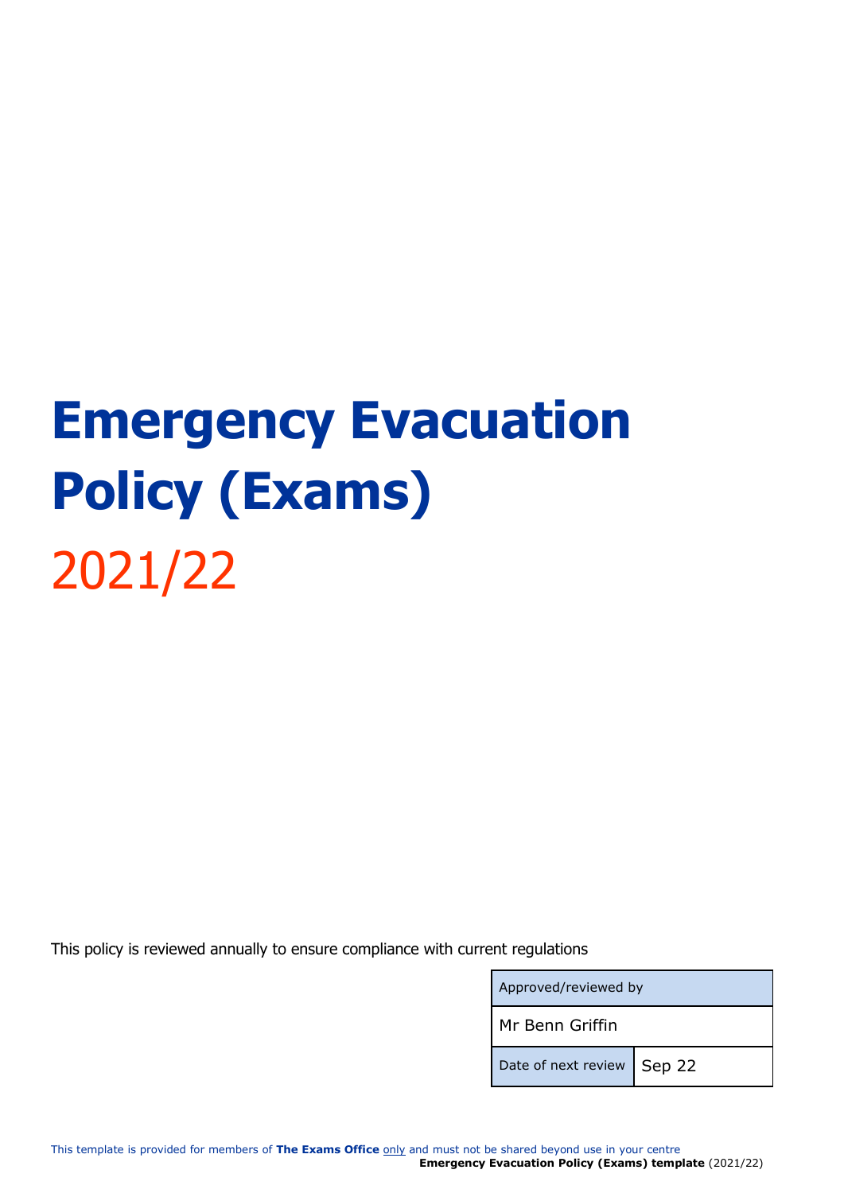# Emergency Evacuation Policy (Exams)

2021/22

This policy is reviewed annually to ensure compliance with current regulations

| Approved/reviewed by | |
|---|---|
| Mr Benn Griffin | |
| Date of next review | Sep 22 |

This template is provided for members of **The Exams Office** only and must not be shared beyond use in your centre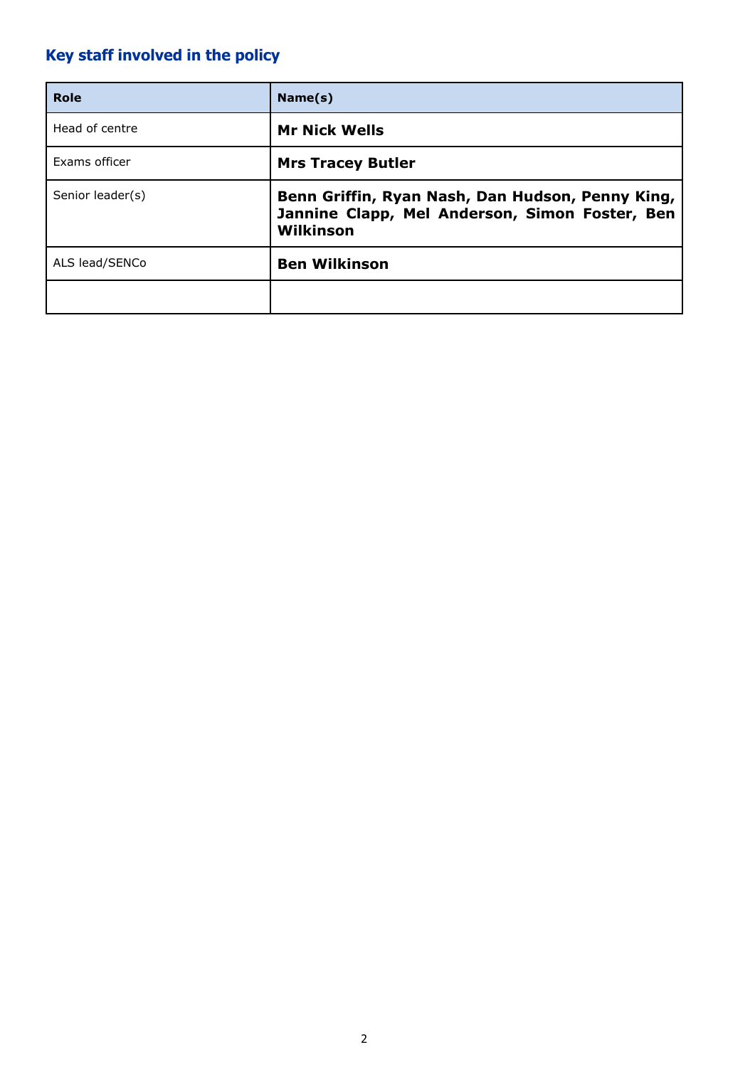## Key staff involved in the policy

| Role | Name(s) |
|---|---|
| Head of centre | **Mr Nick Wells** |
| Exams officer | **Mrs Tracey Butler** |
| Senior leader(s) | **Benn Griffin, Ryan Nash, Dan Hudson, Penny King, Jannine Clapp, Mel Anderson, Simon Foster, Ben Wilkinson** |
| ALS lead/SENCo | **Ben Wilkinson** |
| | |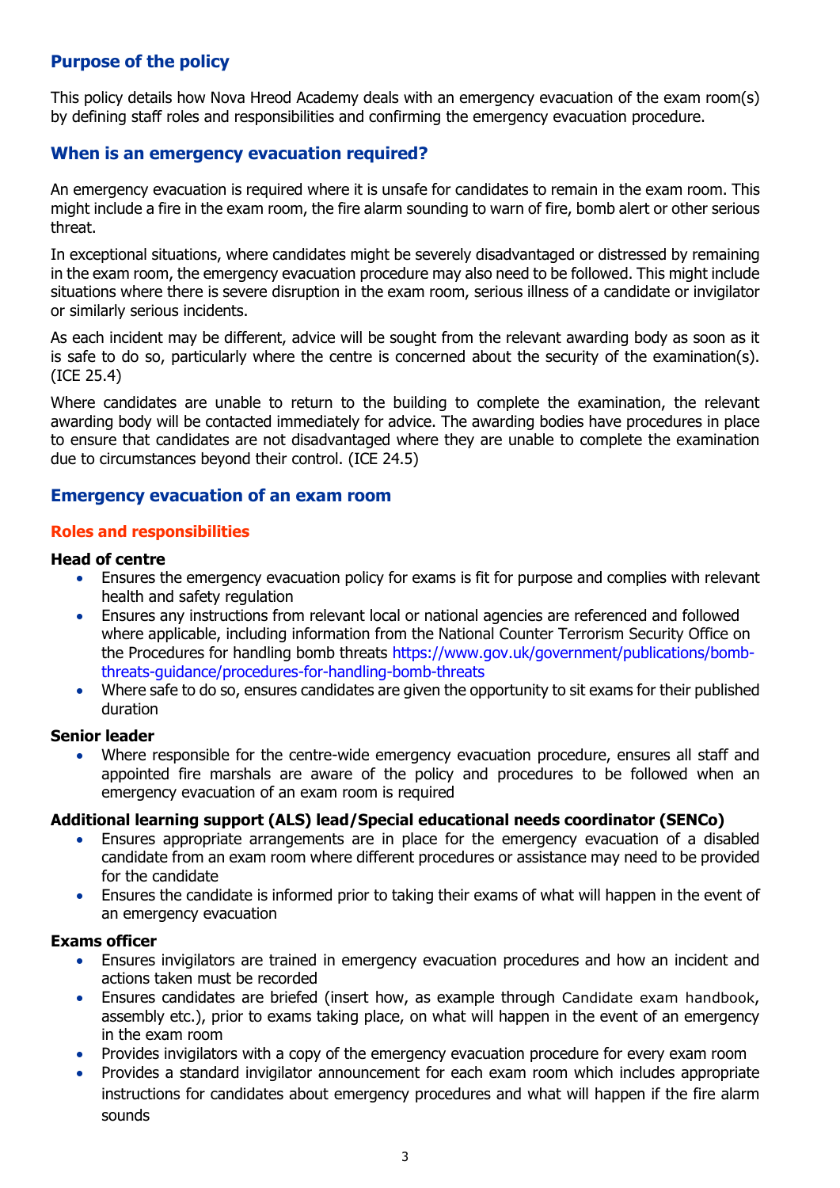## Purpose of the policy

This policy details how Nova Hreod Academy deals with an emergency evacuation of the exam room(s) by defining staff roles and responsibilities and confirming the emergency evacuation procedure.

## When is an emergency evacuation required?

An emergency evacuation is required where it is unsafe for candidates to remain in the exam room. This might include a fire in the exam room, the fire alarm sounding to warn of fire, bomb alert or other serious threat.

In exceptional situations, where candidates might be severely disadvantaged or distressed by remaining in the exam room, the emergency evacuation procedure may also need to be followed. This might include situations where there is severe disruption in the exam room, serious illness of a candidate or invigilator or similarly serious incidents.

As each incident may be different, advice will be sought from the relevant awarding body as soon as it is safe to do so, particularly where the centre is concerned about the security of the examination(s). (ICE 25.4)

Where candidates are unable to return to the building to complete the examination, the relevant awarding body will be contacted immediately for advice. The awarding bodies have procedures in place to ensure that candidates are not disadvantaged where they are unable to complete the examination due to circumstances beyond their control. (ICE 24.5)

## Emergency evacuation of an exam room

### Roles and responsibilities

**Head of centre**

- Ensures the emergency evacuation policy for exams is fit for purpose and complies with relevant health and safety regulation
- Ensures any instructions from relevant local or national agencies are referenced and followed where applicable, including information from the National Counter Terrorism Security Office on the Procedures for handling bomb threats https://www.gov.uk/government/publications/bomb-threats-guidance/procedures-for-handling-bomb-threats
- Where safe to do so, ensures candidates are given the opportunity to sit exams for their published duration

**Senior leader**

- Where responsible for the centre-wide emergency evacuation procedure, ensures all staff and appointed fire marshals are aware of the policy and procedures to be followed when an emergency evacuation of an exam room is required

**Additional learning support (ALS) lead/Special educational needs coordinator (SENCo)**

- Ensures appropriate arrangements are in place for the emergency evacuation of a disabled candidate from an exam room where different procedures or assistance may need to be provided for the candidate
- Ensures the candidate is informed prior to taking their exams of what will happen in the event of an emergency evacuation

**Exams officer**

- Ensures invigilators are trained in emergency evacuation procedures and how an incident and actions taken must be recorded
- Ensures candidates are briefed (insert how, as example through Candidate exam handbook, assembly etc.), prior to exams taking place, on what will happen in the event of an emergency in the exam room
- Provides invigilators with a copy of the emergency evacuation procedure for every exam room
- Provides a standard invigilator announcement for each exam room which includes appropriate instructions for candidates about emergency procedures and what will happen if the fire alarm sounds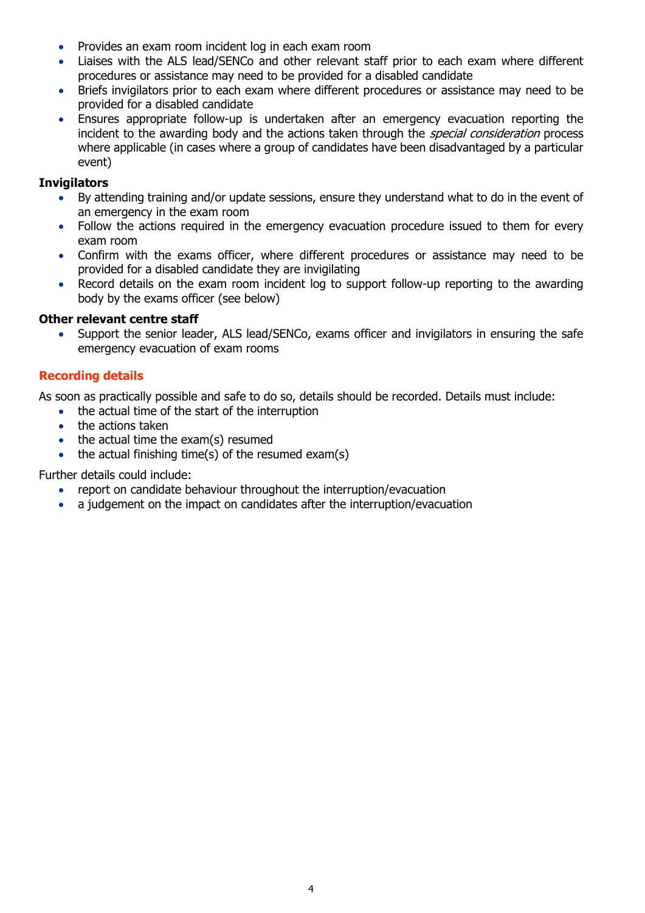- Provides an exam room incident log in each exam room
- Liaises with the ALS lead/SENCo and other relevant staff prior to each exam where different procedures or assistance may need to be provided for a disabled candidate
- Briefs invigilators prior to each exam where different procedures or assistance may need to be provided for a disabled candidate
- Ensures appropriate follow-up is undertaken after an emergency evacuation reporting the incident to the awarding body and the actions taken through the *special consideration* process where applicable (in cases where a group of candidates have been disadvantaged by a particular event)

**Invigilators**

- By attending training and/or update sessions, ensure they understand what to do in the event of an emergency in the exam room
- Follow the actions required in the emergency evacuation procedure issued to them for every exam room
- Confirm with the exams officer, where different procedures or assistance may need to be provided for a disabled candidate they are invigilating
- Record details on the exam room incident log to support follow-up reporting to the awarding body by the exams officer (see below)

**Other relevant centre staff**

- Support the senior leader, ALS lead/SENCo, exams officer and invigilators in ensuring the safe emergency evacuation of exam rooms

## Recording details

As soon as practically possible and safe to do so, details should be recorded. Details must include:

- the actual time of the start of the interruption
- the actions taken
- the actual time the exam(s) resumed
- the actual finishing time(s) of the resumed exam(s)

Further details could include:

- report on candidate behaviour throughout the interruption/evacuation
- a judgement on the impact on candidates after the interruption/evacuation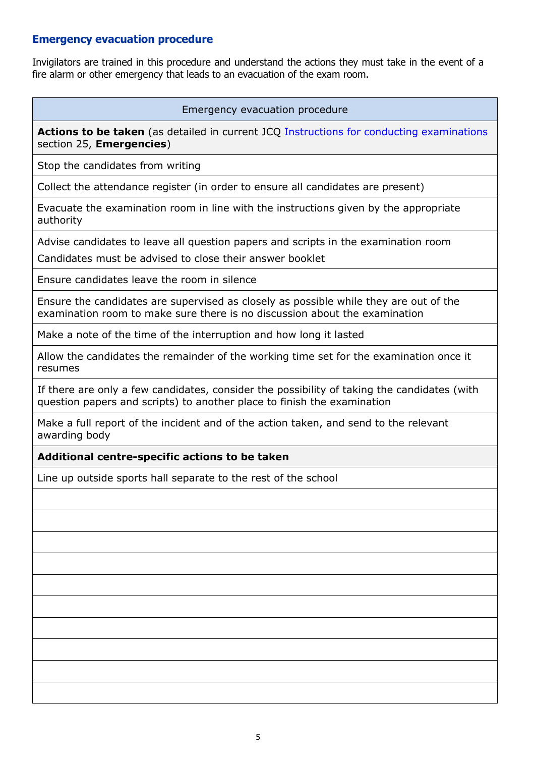## Emergency evacuation procedure

Invigilators are trained in this procedure and understand the actions they must take in the event of a fire alarm or other emergency that leads to an evacuation of the exam room.

| Emergency evacuation procedure |
|---|
| **Actions to be taken** (as detailed in current JCQ Instructions for conducting examinations section 25, **Emergencies**) |
| Stop the candidates from writing |
| Collect the attendance register (in order to ensure all candidates are present) |
| Evacuate the examination room in line with the instructions given by the appropriate authority |
| Advise candidates to leave all question papers and scripts in the examination room<br>Candidates must be advised to close their answer booklet |
| Ensure candidates leave the room in silence |
| Ensure the candidates are supervised as closely as possible while they are out of the examination room to make sure there is no discussion about the examination |
| Make a note of the time of the interruption and how long it lasted |
| Allow the candidates the remainder of the working time set for the examination once it resumes |
| If there are only a few candidates, consider the possibility of taking the candidates (with question papers and scripts) to another place to finish the examination |
| Make a full report of the incident and of the action taken, and send to the relevant awarding body |
| **Additional centre-specific actions to be taken** |
| Line up outside sports hall separate to the rest of the school |
| |
| |
| |
| |
| |
| |
| |
| |
| |
| |